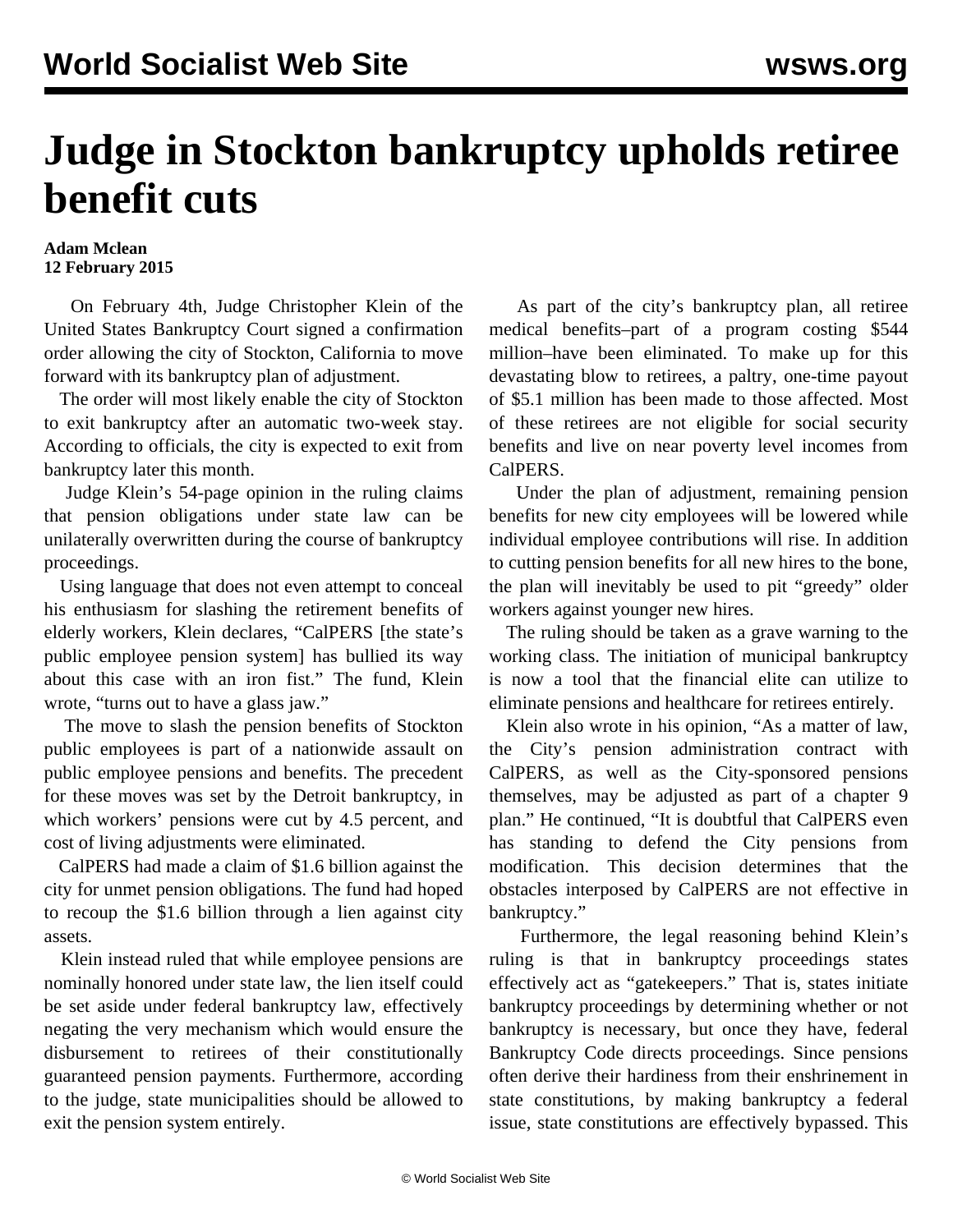# Judge in Stockton bankruptcy upholds retiree benefit cuts

**Adam Mclean**
**12 February 2015**

On February 4th, Judge Christopher Klein of the United States Bankruptcy Court signed a confirmation order allowing the city of Stockton, California to move forward with its bankruptcy plan of adjustment.

The order will most likely enable the city of Stockton to exit bankruptcy after an automatic two-week stay. According to officials, the city is expected to exit from bankruptcy later this month.

Judge Klein's 54-page opinion in the ruling claims that pension obligations under state law can be unilaterally overwritten during the course of bankruptcy proceedings.

Using language that does not even attempt to conceal his enthusiasm for slashing the retirement benefits of elderly workers, Klein declares, "CalPERS [the state's public employee pension system] has bullied its way about this case with an iron fist." The fund, Klein wrote, "turns out to have a glass jaw."

The move to slash the pension benefits of Stockton public employees is part of a nationwide assault on public employee pensions and benefits. The precedent for these moves was set by the Detroit bankruptcy, in which workers' pensions were cut by 4.5 percent, and cost of living adjustments were eliminated.

CalPERS had made a claim of $1.6 billion against the city for unmet pension obligations. The fund had hoped to recoup the $1.6 billion through a lien against city assets.

Klein instead ruled that while employee pensions are nominally honored under state law, the lien itself could be set aside under federal bankruptcy law, effectively negating the very mechanism which would ensure the disbursement to retirees of their constitutionally guaranteed pension payments. Furthermore, according to the judge, state municipalities should be allowed to exit the pension system entirely.

As part of the city's bankruptcy plan, all retiree medical benefits–part of a program costing $544 million–have been eliminated. To make up for this devastating blow to retirees, a paltry, one-time payout of $5.1 million has been made to those affected. Most of these retirees are not eligible for social security benefits and live on near poverty level incomes from CalPERS.

Under the plan of adjustment, remaining pension benefits for new city employees will be lowered while individual employee contributions will rise. In addition to cutting pension benefits for all new hires to the bone, the plan will inevitably be used to pit "greedy" older workers against younger new hires.

The ruling should be taken as a grave warning to the working class. The initiation of municipal bankruptcy is now a tool that the financial elite can utilize to eliminate pensions and healthcare for retirees entirely.

Klein also wrote in his opinion, "As a matter of law, the City's pension administration contract with CalPERS, as well as the City-sponsored pensions themselves, may be adjusted as part of a chapter 9 plan." He continued, "It is doubtful that CalPERS even has standing to defend the City pensions from modification. This decision determines that the obstacles interposed by CalPERS are not effective in bankruptcy."

Furthermore, the legal reasoning behind Klein's ruling is that in bankruptcy proceedings states effectively act as "gatekeepers." That is, states initiate bankruptcy proceedings by determining whether or not bankruptcy is necessary, but once they have, federal Bankruptcy Code directs proceedings. Since pensions often derive their hardiness from their enshrinement in state constitutions, by making bankruptcy a federal issue, state constitutions are effectively bypassed. This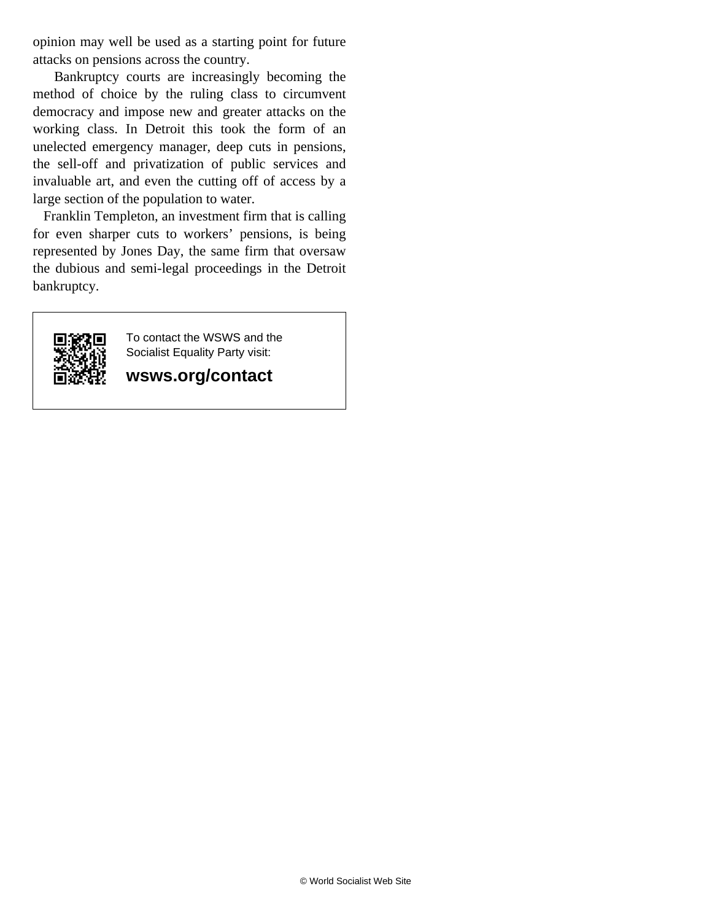opinion may well be used as a starting point for future attacks on pensions across the country.

Bankruptcy courts are increasingly becoming the method of choice by the ruling class to circumvent democracy and impose new and greater attacks on the working class. In Detroit this took the form of an unelected emergency manager, deep cuts in pensions, the sell-off and privatization of public services and invaluable art, and even the cutting off of access by a large section of the population to water.

Franklin Templeton, an investment firm that is calling for even sharper cuts to workers' pensions, is being represented by Jones Day, the same firm that oversaw the dubious and semi-legal proceedings in the Detroit bankruptcy.

To contact the WSWS and the Socialist Equality Party visit:

**wsws.org/contact**